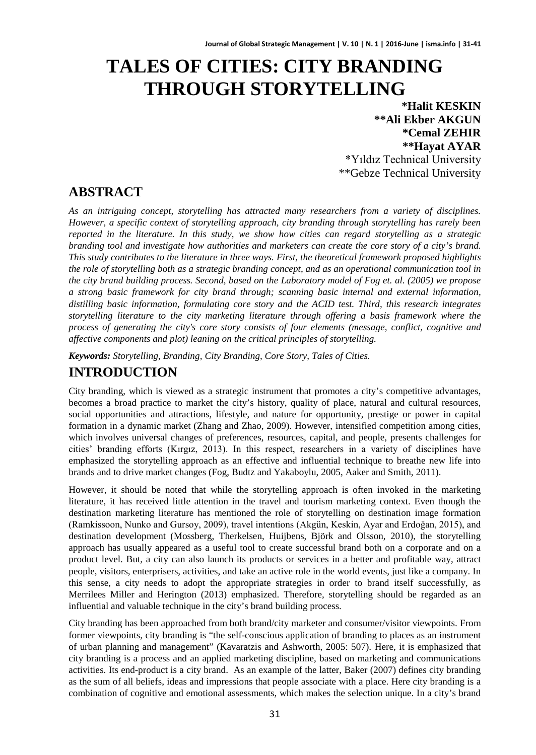# TALES OF CITIES: CITY BRANDING THROUGH STORYTELLING

**\*Halit KESKIN**
**\*\*Ali Ekber AKGUN**
**\*Cemal ZEHIR**
**\*\*Hayat AYAR**
\*Yıldız Technical University
\*\*Gebze Technical University

## ABSTRACT

*As an intriguing concept, storytelling has attracted many researchers from a variety of disciplines. However, a specific context of storytelling approach, city branding through storytelling has rarely been reported in the literature. In this study, we show how cities can regard storytelling as a strategic branding tool and investigate how authorities and marketers can create the core story of a city's brand. This study contributes to the literature in three ways. First, the theoretical framework proposed highlights the role of storytelling both as a strategic branding concept, and as an operational communication tool in the city brand building process. Second, based on the Laboratory model of Fog et. al. (2005) we propose a strong basic framework for city brand through; scanning basic internal and external information, distilling basic information, formulating core story and the ACID test. Third, this research integrates storytelling literature to the city marketing literature through offering a basis framework where the process of generating the city's core story consists of four elements (message, conflict, cognitive and affective components and plot) leaning on the critical principles of storytelling.*

***Keywords:*** *Storytelling, Branding, City Branding, Core Story, Tales of Cities.*

## INTRODUCTION

City branding, which is viewed as a strategic instrument that promotes a city's competitive advantages, becomes a broad practice to market the city's history, quality of place, natural and cultural resources, social opportunities and attractions, lifestyle, and nature for opportunity, prestige or power in capital formation in a dynamic market (Zhang and Zhao, 2009). However, intensified competition among cities, which involves universal changes of preferences, resources, capital, and people, presents challenges for cities' branding efforts (Kırgız, 2013). In this respect, researchers in a variety of disciplines have emphasized the storytelling approach as an effective and influential technique to breathe new life into brands and to drive market changes (Fog, Budtz and Yakaboylu, 2005, Aaker and Smith, 2011).

However, it should be noted that while the storytelling approach is often invoked in the marketing literature, it has received little attention in the travel and tourism marketing context. Even though the destination marketing literature has mentioned the role of storytelling on destination image formation (Ramkissoon, Nunko and Gursoy, 2009), travel intentions (Akgün, Keskin, Ayar and Erdoğan, 2015), and destination development (Mossberg, Therkelsen, Huijbens, Björk and Olsson, 2010), the storytelling approach has usually appeared as a useful tool to create successful brand both on a corporate and on a product level. But, a city can also launch its products or services in a better and profitable way, attract people, visitors, enterprisers, activities, and take an active role in the world events, just like a company. In this sense, a city needs to adopt the appropriate strategies in order to brand itself successfully, as Merrilees Miller and Herington (2013) emphasized. Therefore, storytelling should be regarded as an influential and valuable technique in the city's brand building process.

City branding has been approached from both brand/city marketer and consumer/visitor viewpoints. From former viewpoints, city branding is "the self-conscious application of branding to places as an instrument of urban planning and management" (Kavaratzis and Ashworth, 2005: 507). Here, it is emphasized that city branding is a process and an applied marketing discipline, based on marketing and communications activities. Its end-product is a city brand. As an example of the latter, Baker (2007) defines city branding as the sum of all beliefs, ideas and impressions that people associate with a place. Here city branding is a combination of cognitive and emotional assessments, which makes the selection unique. In a city's brand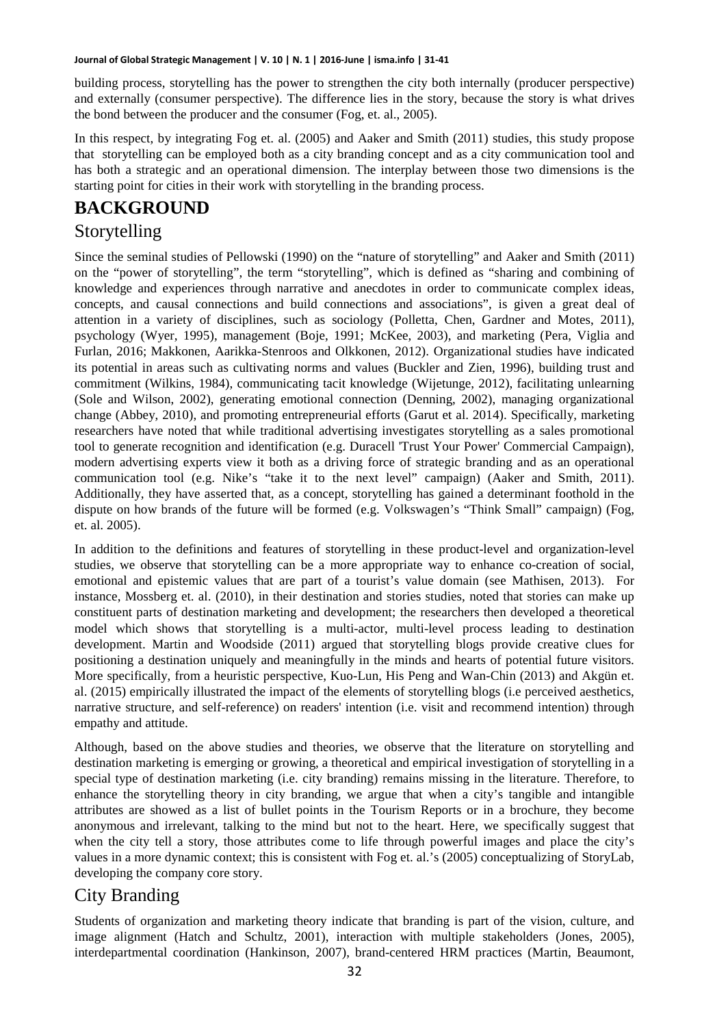building process, storytelling has the power to strengthen the city both internally (producer perspective) and externally (consumer perspective). The difference lies in the story, because the story is what drives the bond between the producer and the consumer (Fog, et. al., 2005).

In this respect, by integrating Fog et. al. (2005) and Aaker and Smith (2011) studies, this study propose that storytelling can be employed both as a city branding concept and as a city communication tool and has both a strategic and an operational dimension. The interplay between those two dimensions is the starting point for cities in their work with storytelling in the branding process.

# BACKGROUND

## Storytelling

Since the seminal studies of Pellowski (1990) on the "nature of storytelling" and Aaker and Smith (2011) on the "power of storytelling", the term "storytelling", which is defined as "sharing and combining of knowledge and experiences through narrative and anecdotes in order to communicate complex ideas, concepts, and causal connections and build connections and associations", is given a great deal of attention in a variety of disciplines, such as sociology (Polletta, Chen, Gardner and Motes, 2011), psychology (Wyer, 1995), management (Boje, 1991; McKee, 2003), and marketing (Pera, Viglia and Furlan, 2016; Makkonen, Aarikka-Stenroos and Olkkonen, 2012). Organizational studies have indicated its potential in areas such as cultivating norms and values (Buckler and Zien, 1996), building trust and commitment (Wilkins, 1984), communicating tacit knowledge (Wijetunge, 2012), facilitating unlearning (Sole and Wilson, 2002), generating emotional connection (Denning, 2002), managing organizational change (Abbey, 2010), and promoting entrepreneurial efforts (Garut et al. 2014). Specifically, marketing researchers have noted that while traditional advertising investigates storytelling as a sales promotional tool to generate recognition and identification (e.g. Duracell 'Trust Your Power' Commercial Campaign), modern advertising experts view it both as a driving force of strategic branding and as an operational communication tool (e.g. Nike's "take it to the next level" campaign) (Aaker and Smith, 2011). Additionally, they have asserted that, as a concept, storytelling has gained a determinant foothold in the dispute on how brands of the future will be formed (e.g. Volkswagen's "Think Small" campaign) (Fog, et. al. 2005).

In addition to the definitions and features of storytelling in these product-level and organization-level studies, we observe that storytelling can be a more appropriate way to enhance co-creation of social, emotional and epistemic values that are part of a tourist's value domain (see Mathisen, 2013). For instance, Mossberg et. al. (2010), in their destination and stories studies, noted that stories can make up constituent parts of destination marketing and development; the researchers then developed a theoretical model which shows that storytelling is a multi-actor, multi-level process leading to destination development. Martin and Woodside (2011) argued that storytelling blogs provide creative clues for positioning a destination uniquely and meaningfully in the minds and hearts of potential future visitors. More specifically, from a heuristic perspective, Kuo-Lun, His Peng and Wan-Chin (2013) and Akgün et. al. (2015) empirically illustrated the impact of the elements of storytelling blogs (i.e perceived aesthetics, narrative structure, and self-reference) on readers' intention (i.e. visit and recommend intention) through empathy and attitude.

Although, based on the above studies and theories, we observe that the literature on storytelling and destination marketing is emerging or growing, a theoretical and empirical investigation of storytelling in a special type of destination marketing (i.e. city branding) remains missing in the literature. Therefore, to enhance the storytelling theory in city branding, we argue that when a city's tangible and intangible attributes are showed as a list of bullet points in the Tourism Reports or in a brochure, they become anonymous and irrelevant, talking to the mind but not to the heart. Here, we specifically suggest that when the city tell a story, those attributes come to life through powerful images and place the city's values in a more dynamic context; this is consistent with Fog et. al.'s (2005) conceptualizing of StoryLab, developing the company core story.

## City Branding

Students of organization and marketing theory indicate that branding is part of the vision, culture, and image alignment (Hatch and Schultz, 2001), interaction with multiple stakeholders (Jones, 2005), interdepartmental coordination (Hankinson, 2007), brand-centered HRM practices (Martin, Beaumont,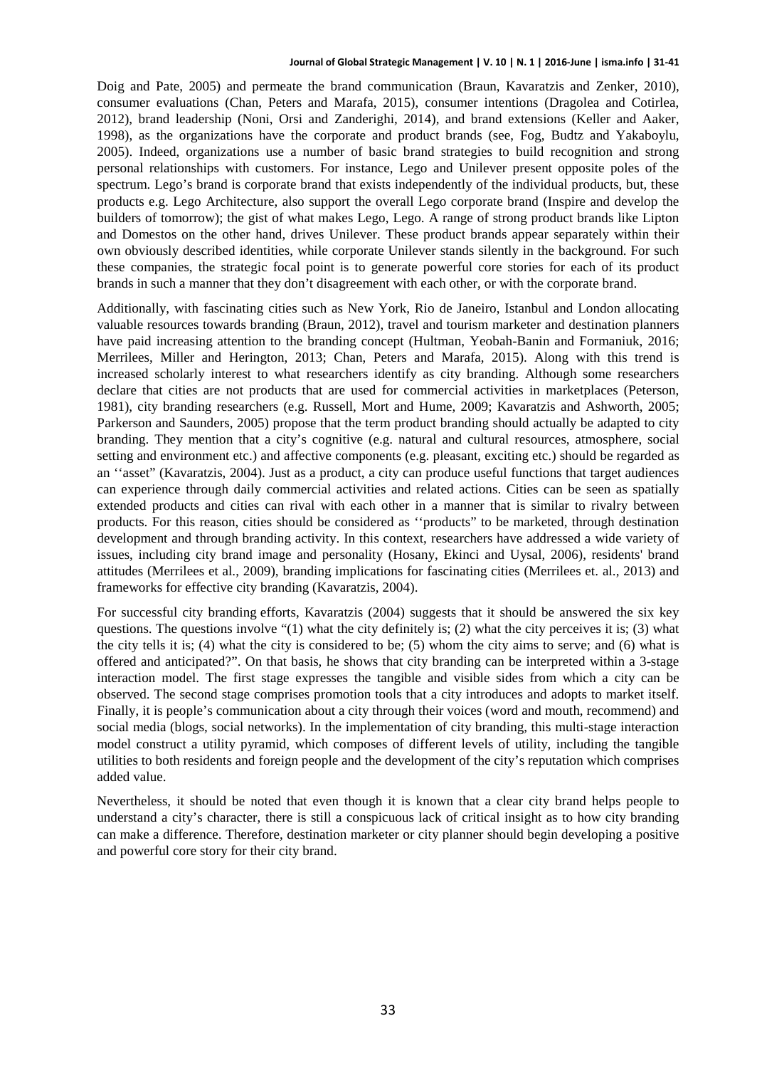Doig and Pate, 2005) and permeate the brand communication (Braun, Kavaratzis and Zenker, 2010), consumer evaluations (Chan, Peters and Marafa, 2015), consumer intentions (Dragolea and Cotirlea, 2012), brand leadership (Noni, Orsi and Zanderighi, 2014), and brand extensions (Keller and Aaker, 1998), as the organizations have the corporate and product brands (see, Fog, Budtz and Yakaboylu, 2005). Indeed, organizations use a number of basic brand strategies to build recognition and strong personal relationships with customers. For instance, Lego and Unilever present opposite poles of the spectrum. Lego's brand is corporate brand that exists independently of the individual products, but, these products e.g. Lego Architecture, also support the overall Lego corporate brand (Inspire and develop the builders of tomorrow); the gist of what makes Lego, Lego. A range of strong product brands like Lipton and Domestos on the other hand, drives Unilever. These product brands appear separately within their own obviously described identities, while corporate Unilever stands silently in the background. For such these companies, the strategic focal point is to generate powerful core stories for each of its product brands in such a manner that they don't disagreement with each other, or with the corporate brand.

Additionally, with fascinating cities such as New York, Rio de Janeiro, Istanbul and London allocating valuable resources towards branding (Braun, 2012), travel and tourism marketer and destination planners have paid increasing attention to the branding concept (Hultman, Yeobah-Banin and Formaniuk, 2016; Merrilees, Miller and Herington, 2013; Chan, Peters and Marafa, 2015). Along with this trend is increased scholarly interest to what researchers identify as city branding. Although some researchers declare that cities are not products that are used for commercial activities in marketplaces (Peterson, 1981), city branding researchers (e.g. Russell, Mort and Hume, 2009; Kavaratzis and Ashworth, 2005; Parkerson and Saunders, 2005) propose that the term product branding should actually be adapted to city branding. They mention that a city's cognitive (e.g. natural and cultural resources, atmosphere, social setting and environment etc.) and affective components (e.g. pleasant, exciting etc.) should be regarded as an ''asset" (Kavaratzis, 2004). Just as a product, a city can produce useful functions that target audiences can experience through daily commercial activities and related actions. Cities can be seen as spatially extended products and cities can rival with each other in a manner that is similar to rivalry between products. For this reason, cities should be considered as ''products" to be marketed, through destination development and through branding activity. In this context, researchers have addressed a wide variety of issues, including city brand image and personality (Hosany, Ekinci and Uysal, 2006), residents' brand attitudes (Merrilees et al., 2009), branding implications for fascinating cities (Merrilees et. al., 2013) and frameworks for effective city branding (Kavaratzis, 2004).

For successful city branding efforts, Kavaratzis (2004) suggests that it should be answered the six key questions. The questions involve "(1) what the city definitely is; (2) what the city perceives it is; (3) what the city tells it is; (4) what the city is considered to be; (5) whom the city aims to serve; and (6) what is offered and anticipated?". On that basis, he shows that city branding can be interpreted within a 3-stage interaction model. The first stage expresses the tangible and visible sides from which a city can be observed. The second stage comprises promotion tools that a city introduces and adopts to market itself. Finally, it is people's communication about a city through their voices (word and mouth, recommend) and social media (blogs, social networks). In the implementation of city branding, this multi-stage interaction model construct a utility pyramid, which composes of different levels of utility, including the tangible utilities to both residents and foreign people and the development of the city's reputation which comprises added value.

Nevertheless, it should be noted that even though it is known that a clear city brand helps people to understand a city's character, there is still a conspicuous lack of critical insight as to how city branding can make a difference. Therefore, destination marketer or city planner should begin developing a positive and powerful core story for their city brand.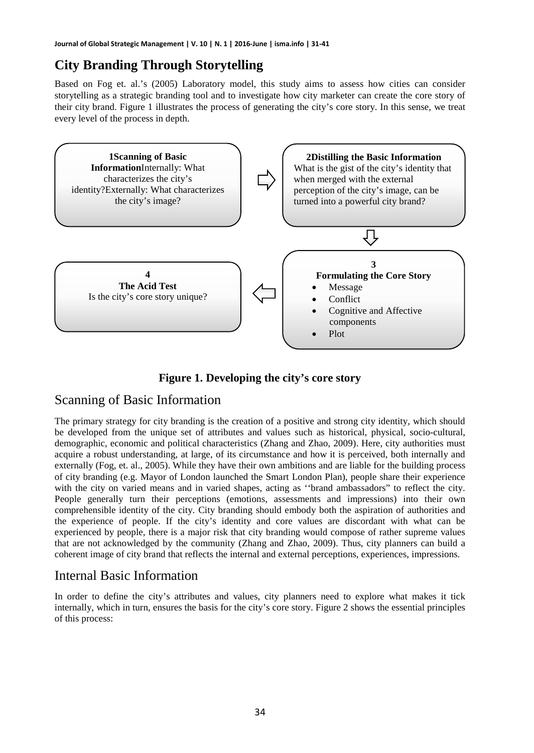# City Branding Through Storytelling

Based on Fog et. al.'s (2005) Laboratory model, this study aims to assess how cities can consider storytelling as a strategic branding tool and to investigate how city marketer can create the core story of their city brand. Figure 1 illustrates the process of generating the city's core story. In this sense, we treat every level of the process in depth.

**1 Scanning of Basic Information** Internally: What characterizes the city's identity? Externally: What characterizes the city's image?

**2 Distilling the Basic Information** What is the gist of the city's identity that when merged with the external perception of the city's image, can be turned into a powerful city brand?

**3 Formulating the Core Story**

- Message
- Conflict
- Cognitive and Affective components
- Plot

**4 The Acid Test** Is the city's core story unique?

**Figure 1. Developing the city's core story**

## Scanning of Basic Information

The primary strategy for city branding is the creation of a positive and strong city identity, which should be developed from the unique set of attributes and values such as historical, physical, socio-cultural, demographic, economic and political characteristics (Zhang and Zhao, 2009). Here, city authorities must acquire a robust understanding, at large, of its circumstance and how it is perceived, both internally and externally (Fog, et. al., 2005). While they have their own ambitions and are liable for the building process of city branding (e.g. Mayor of London launched the Smart London Plan), people share their experience with the city on varied means and in varied shapes, acting as ''brand ambassadors" to reflect the city. People generally turn their perceptions (emotions, assessments and impressions) into their own comprehensible identity of the city. City branding should embody both the aspiration of authorities and the experience of people. If the city's identity and core values are discordant with what can be experienced by people, there is a major risk that city branding would compose of rather supreme values that are not acknowledged by the community (Zhang and Zhao, 2009). Thus, city planners can build a coherent image of city brand that reflects the internal and external perceptions, experiences, impressions.

## Internal Basic Information

In order to define the city's attributes and values, city planners need to explore what makes it tick internally, which in turn, ensures the basis for the city's core story. Figure 2 shows the essential principles of this process: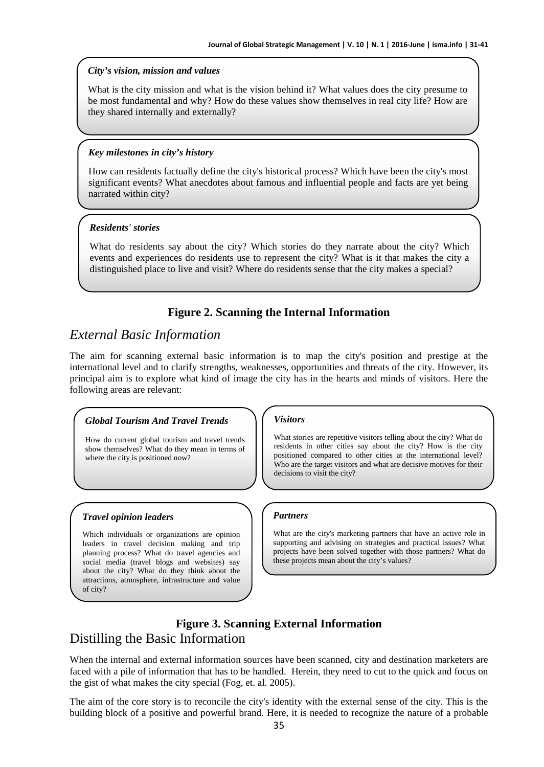***City's vision, mission and values***

What is the city mission and what is the vision behind it? What values does the city presume to be most fundamental and why? How do these values show themselves in real city life? How are they shared internally and externally?

***Key milestones in city's history***

How can residents factually define the city's historical process? Which have been the city's most significant events? What anecdotes about famous and influential people and facts are yet being narrated within city?

***Residents' stories***

What do residents say about the city? Which stories do they narrate about the city? Which events and experiences do residents use to represent the city? What is it that makes the city a distinguished place to live and visit? Where do residents sense that the city makes a special?

**Figure 2. Scanning the Internal Information**

## *External Basic Information*

The aim for scanning external basic information is to map the city's position and prestige at the international level and to clarify strengths, weaknesses, opportunities and threats of the city. However, its principal aim is to explore what kind of image the city has in the hearts and minds of visitors. Here the following areas are relevant:

***Global Tourism And Travel Trends***

How do current global tourism and travel trends show themselves? What do they mean in terms of where the city is positioned now?

***Visitors***

What stories are repetitive visitors telling about the city? What do residents in other cities say about the city? How is the city positioned compared to other cities at the international level? Who are the target visitors and what are decisive motives for their decisions to visit the city?

***Travel opinion leaders***

Which individuals or organizations are opinion leaders in travel decision making and trip planning process? What do travel agencies and social media (travel blogs and websites) say about the city? What do they think about the attractions, atmosphere, infrastructure and value of city?

***Partners***

What are the city's marketing partners that have an active role in supporting and advising on strategies and practical issues? What projects have been solved together with those partners? What do these projects mean about the city's values?

**Figure 3. Scanning External Information**

## Distilling the Basic Information

When the internal and external information sources have been scanned, city and destination marketers are faced with a pile of information that has to be handled. Herein, they need to cut to the quick and focus on the gist of what makes the city special (Fog, et. al. 2005).

The aim of the core story is to reconcile the city's identity with the external sense of the city. This is the building block of a positive and powerful brand. Here, it is needed to recognize the nature of a probable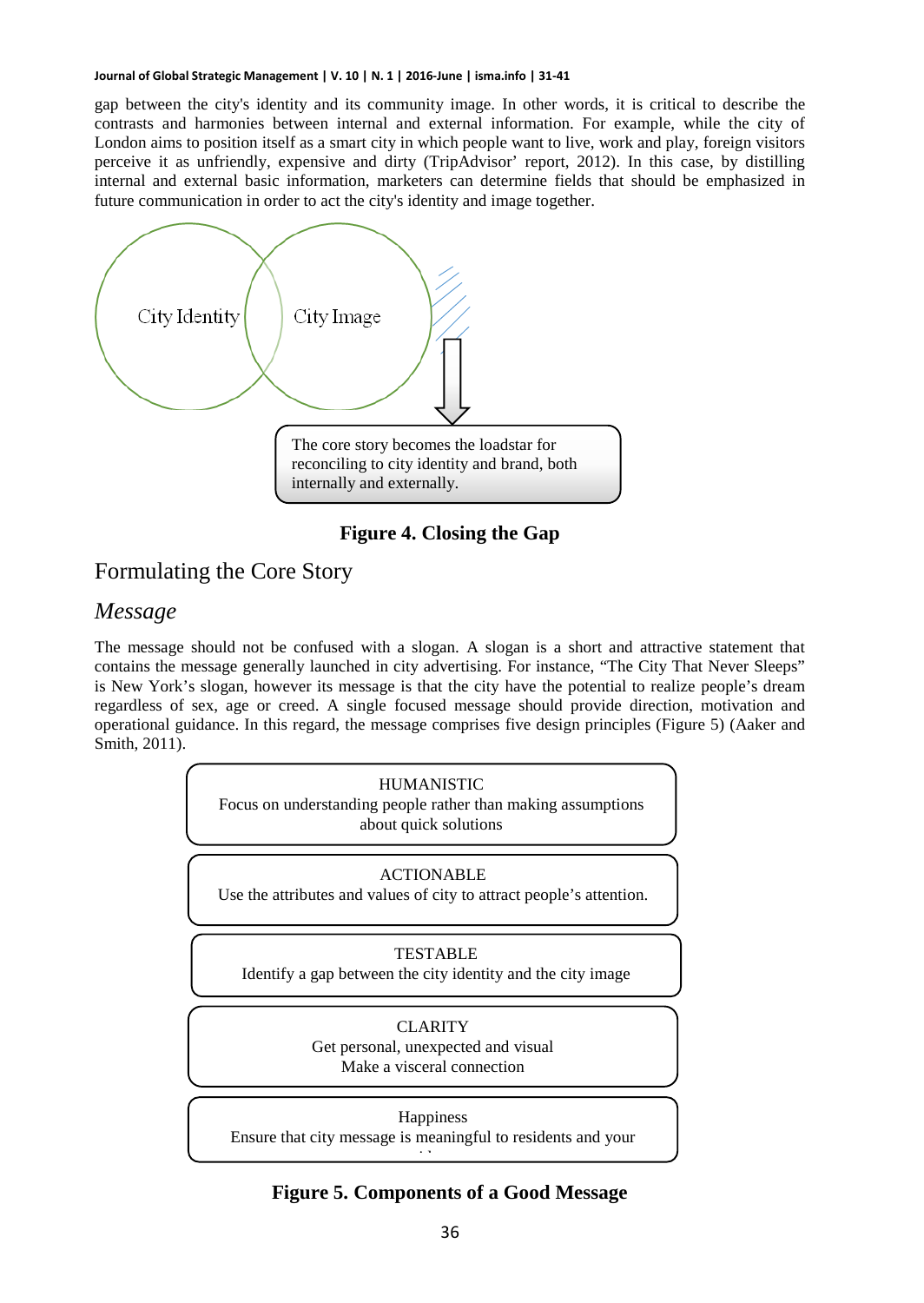gap between the city's identity and its community image. In other words, it is critical to describe the contrasts and harmonies between internal and external information. For example, while the city of London aims to position itself as a smart city in which people want to live, work and play, foreign visitors perceive it as unfriendly, expensive and dirty (TripAdvisor' report, 2012). In this case, by distilling internal and external basic information, marketers can determine fields that should be emphasized in future communication in order to act the city's identity and image together.

City Identity

City Image

The core story becomes the loadstar for reconciling to city identity and brand, both internally and externally.

**Figure 4. Closing the Gap**

## Formulating the Core Story

### *Message*

The message should not be confused with a slogan. A slogan is a short and attractive statement that contains the message generally launched in city advertising. For instance, "The City That Never Sleeps" is New York's slogan, however its message is that the city have the potential to realize people's dream regardless of sex, age or creed. A single focused message should provide direction, motivation and operational guidance. In this regard, the message comprises five design principles (Figure 5) (Aaker and Smith, 2011).

HUMANISTIC
Focus on understanding people rather than making assumptions about quick solutions

ACTIONABLE
Use the attributes and values of city to attract people's attention.

TESTABLE
Identify a gap between the city identity and the city image

CLARITY
Get personal, unexpected and visual
Make a visceral connection

Happiness
Ensure that city message is meaningful to residents and your

**Figure 5. Components of a Good Message**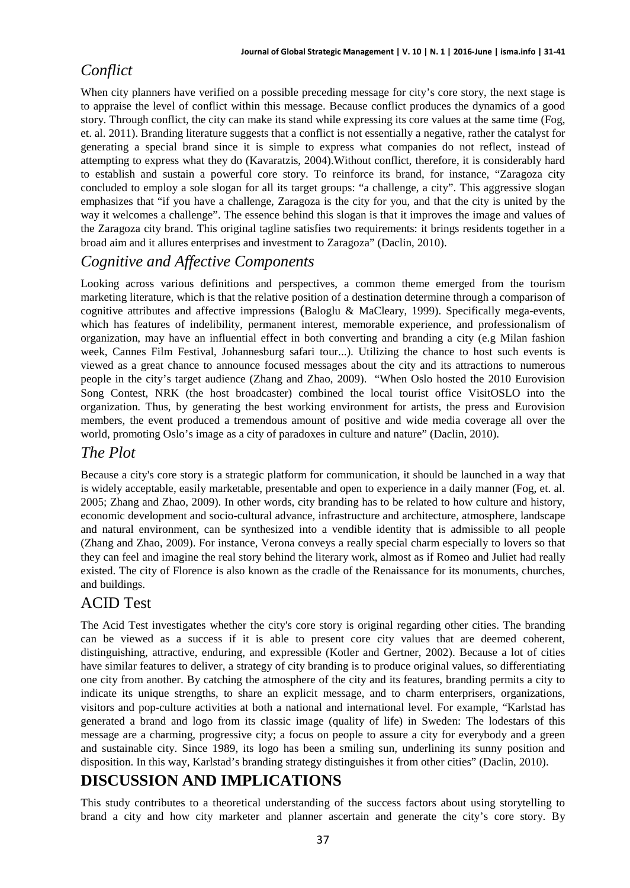## *Conflict*

When city planners have verified on a possible preceding message for city's core story, the next stage is to appraise the level of conflict within this message. Because conflict produces the dynamics of a good story. Through conflict, the city can make its stand while expressing its core values at the same time (Fog, et. al. 2011). Branding literature suggests that a conflict is not essentially a negative, rather the catalyst for generating a special brand since it is simple to express what companies do not reflect, instead of attempting to express what they do (Kavaratzis, 2004).Without conflict, therefore, it is considerably hard to establish and sustain a powerful core story. To reinforce its brand, for instance, "Zaragoza city concluded to employ a sole slogan for all its target groups: "a challenge, a city". This aggressive slogan emphasizes that "if you have a challenge, Zaragoza is the city for you, and that the city is united by the way it welcomes a challenge". The essence behind this slogan is that it improves the image and values of the Zaragoza city brand. This original tagline satisfies two requirements: it brings residents together in a broad aim and it allures enterprises and investment to Zaragoza" (Daclin, 2010).

## *Cognitive and Affective Components*

Looking across various definitions and perspectives, a common theme emerged from the tourism marketing literature, which is that the relative position of a destination determine through a comparison of cognitive attributes and affective impressions (Baloglu & MaCleary, 1999). Specifically mega-events, which has features of indelibility, permanent interest, memorable experience, and professionalism of organization, may have an influential effect in both converting and branding a city (e.g Milan fashion week, Cannes Film Festival, Johannesburg safari tour...). Utilizing the chance to host such events is viewed as a great chance to announce focused messages about the city and its attractions to numerous people in the city's target audience (Zhang and Zhao, 2009). "When Oslo hosted the 2010 Eurovision Song Contest, NRK (the host broadcaster) combined the local tourist office VisitOSLO into the organization. Thus, by generating the best working environment for artists, the press and Eurovision members, the event produced a tremendous amount of positive and wide media coverage all over the world, promoting Oslo's image as a city of paradoxes in culture and nature" (Daclin, 2010).

## *The Plot*

Because a city's core story is a strategic platform for communication, it should be launched in a way that is widely acceptable, easily marketable, presentable and open to experience in a daily manner (Fog, et. al. 2005; Zhang and Zhao, 2009). In other words, city branding has to be related to how culture and history, economic development and socio-cultural advance, infrastructure and architecture, atmosphere, landscape and natural environment, can be synthesized into a vendible identity that is admissible to all people (Zhang and Zhao, 2009). For instance, Verona conveys a really special charm especially to lovers so that they can feel and imagine the real story behind the literary work, almost as if Romeo and Juliet had really existed. The city of Florence is also known as the cradle of the Renaissance for its monuments, churches, and buildings.

## ACID Test

The Acid Test investigates whether the city's core story is original regarding other cities. The branding can be viewed as a success if it is able to present core city values that are deemed coherent, distinguishing, attractive, enduring, and expressible (Kotler and Gertner, 2002). Because a lot of cities have similar features to deliver, a strategy of city branding is to produce original values, so differentiating one city from another. By catching the atmosphere of the city and its features, branding permits a city to indicate its unique strengths, to share an explicit message, and to charm enterprisers, organizations, visitors and pop-culture activities at both a national and international level. For example, "Karlstad has generated a brand and logo from its classic image (quality of life) in Sweden: The lodestars of this message are a charming, progressive city; a focus on people to assure a city for everybody and a green and sustainable city. Since 1989, its logo has been a smiling sun, underlining its sunny position and disposition. In this way, Karlstad's branding strategy distinguishes it from other cities" (Daclin, 2010).

# DISCUSSION AND IMPLICATIONS

This study contributes to a theoretical understanding of the success factors about using storytelling to brand a city and how city marketer and planner ascertain and generate the city's core story. By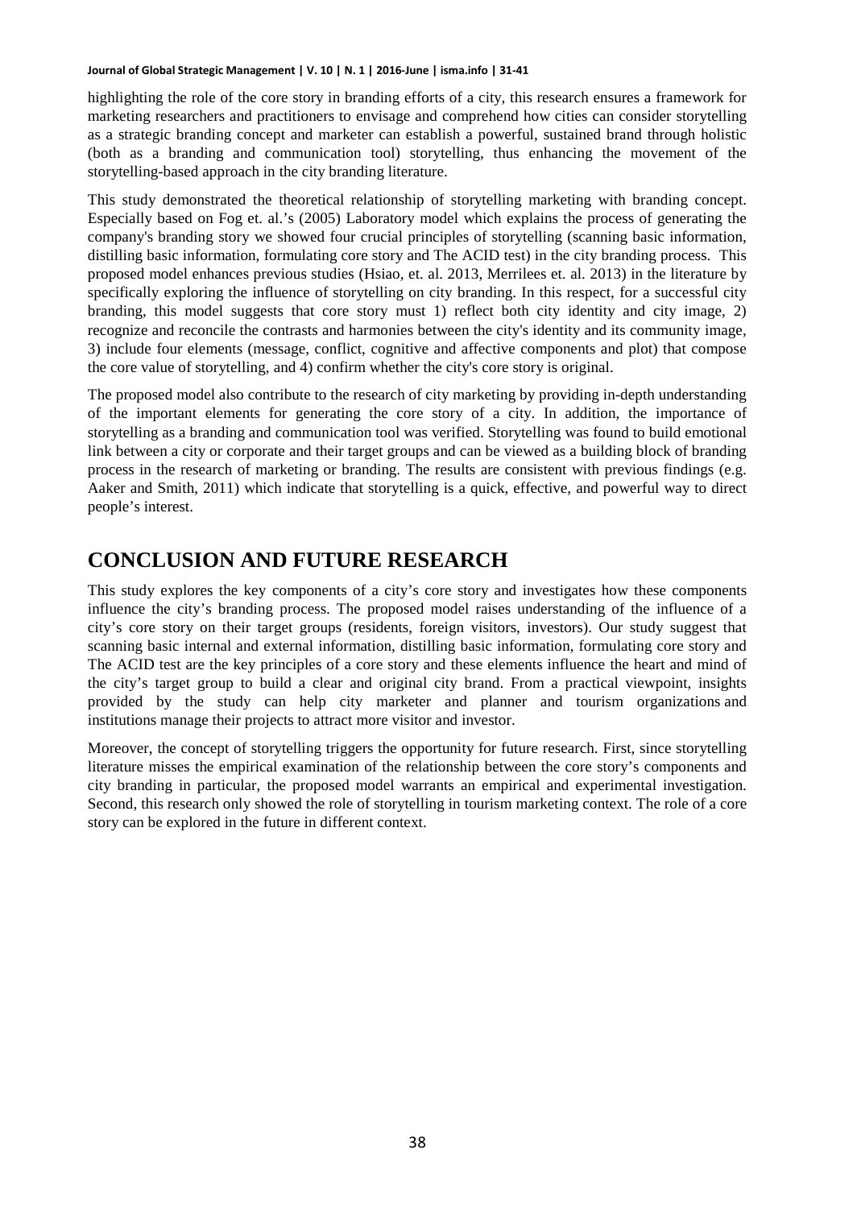highlighting the role of the core story in branding efforts of a city, this research ensures a framework for marketing researchers and practitioners to envisage and comprehend how cities can consider storytelling as a strategic branding concept and marketer can establish a powerful, sustained brand through holistic (both as a branding and communication tool) storytelling, thus enhancing the movement of the storytelling-based approach in the city branding literature.

This study demonstrated the theoretical relationship of storytelling marketing with branding concept. Especially based on Fog et. al.'s (2005) Laboratory model which explains the process of generating the company's branding story we showed four crucial principles of storytelling (scanning basic information, distilling basic information, formulating core story and The ACID test) in the city branding process. This proposed model enhances previous studies (Hsiao, et. al. 2013, Merrilees et. al. 2013) in the literature by specifically exploring the influence of storytelling on city branding. In this respect, for a successful city branding, this model suggests that core story must 1) reflect both city identity and city image, 2) recognize and reconcile the contrasts and harmonies between the city's identity and its community image, 3) include four elements (message, conflict, cognitive and affective components and plot) that compose the core value of storytelling, and 4) confirm whether the city's core story is original.

The proposed model also contribute to the research of city marketing by providing in-depth understanding of the important elements for generating the core story of a city. In addition, the importance of storytelling as a branding and communication tool was verified. Storytelling was found to build emotional link between a city or corporate and their target groups and can be viewed as a building block of branding process in the research of marketing or branding. The results are consistent with previous findings (e.g. Aaker and Smith, 2011) which indicate that storytelling is a quick, effective, and powerful way to direct people's interest.

## CONCLUSION AND FUTURE RESEARCH

This study explores the key components of a city's core story and investigates how these components influence the city's branding process. The proposed model raises understanding of the influence of a city's core story on their target groups (residents, foreign visitors, investors). Our study suggest that scanning basic internal and external information, distilling basic information, formulating core story and The ACID test are the key principles of a core story and these elements influence the heart and mind of the city's target group to build a clear and original city brand. From a practical viewpoint, insights provided by the study can help city marketer and planner and tourism organizations and institutions manage their projects to attract more visitor and investor.

Moreover, the concept of storytelling triggers the opportunity for future research. First, since storytelling literature misses the empirical examination of the relationship between the core story's components and city branding in particular, the proposed model warrants an empirical and experimental investigation. Second, this research only showed the role of storytelling in tourism marketing context. The role of a core story can be explored in the future in different context.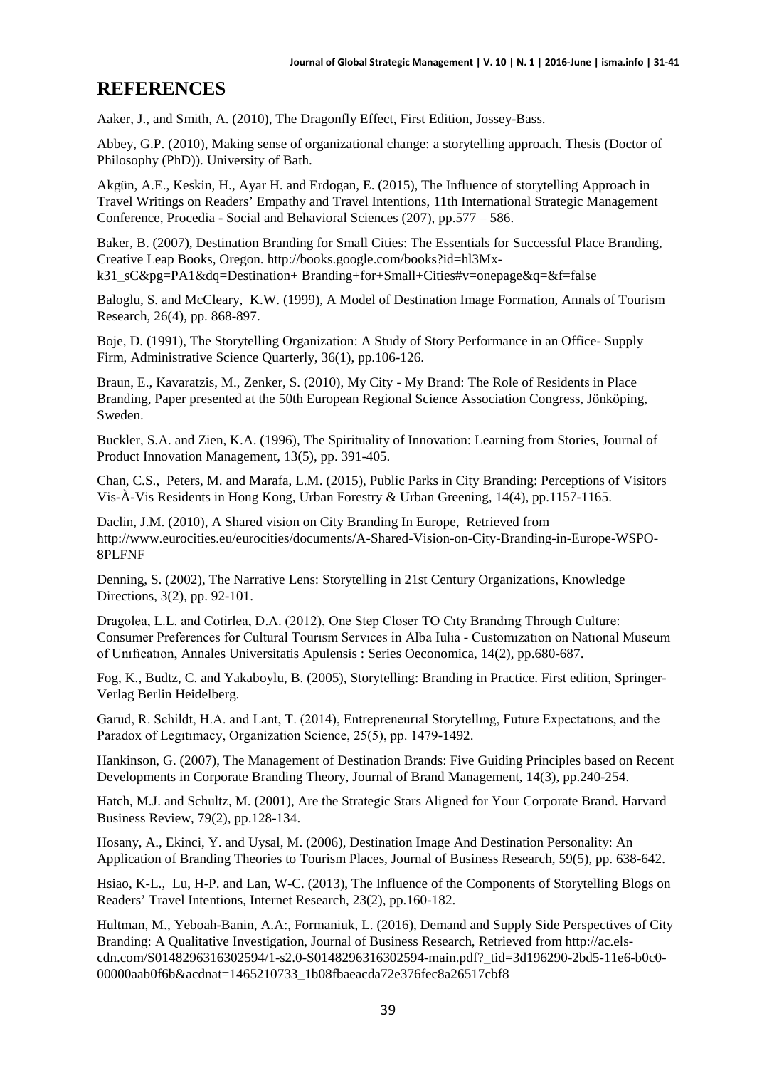## REFERENCES

Aaker, J., and Smith, A. (2010), The Dragonfly Effect, First Edition, Jossey-Bass.

Abbey, G.P. (2010), Making sense of organizational change: a storytelling approach. Thesis (Doctor of Philosophy (PhD)). University of Bath.

Akgün, A.E., Keskin, H., Ayar H. and Erdogan, E. (2015), The Influence of storytelling Approach in Travel Writings on Readers' Empathy and Travel Intentions, 11th International Strategic Management Conference, Procedia - Social and Behavioral Sciences (207), pp.577 – 586.

Baker, B. (2007), Destination Branding for Small Cities: The Essentials for Successful Place Branding, Creative Leap Books, Oregon. http://books.google.com/books?id=hl3Mx-k31_sC&pg=PA1&dq=Destination+ Branding+for+Small+Cities#v=onepage&q=&f=false

Baloglu, S. and McCleary, K.W. (1999), A Model of Destination Image Formation, Annals of Tourism Research, 26(4), pp. 868-897.

Boje, D. (1991), The Storytelling Organization: A Study of Story Performance in an Office- Supply Firm, Administrative Science Quarterly, 36(1), pp.106-126.

Braun, E., Kavaratzis, M., Zenker, S. (2010), My City - My Brand: The Role of Residents in Place Branding, Paper presented at the 50th European Regional Science Association Congress, Jönköping, Sweden.

Buckler, S.A. and Zien, K.A. (1996), The Spirituality of Innovation: Learning from Stories, Journal of Product Innovation Management, 13(5), pp. 391-405.

Chan, C.S., Peters, M. and Marafa, L.M. (2015), Public Parks in City Branding: Perceptions of Visitors Vis-À-Vis Residents in Hong Kong, Urban Forestry & Urban Greening, 14(4), pp.1157-1165.

Daclin, J.M. (2010), A Shared vision on City Branding In Europe, Retrieved from http://www.eurocities.eu/eurocities/documents/A-Shared-Vision-on-City-Branding-in-Europe-WSPO-8PLFNF

Denning, S. (2002), The Narrative Lens: Storytelling in 21st Century Organizations, Knowledge Directions, 3(2), pp. 92-101.

Dragolea, L.L. and Cotirlea, D.A. (2012), One Step Closer TO Cıty Brandıng Through Culture: Consumer Preferences for Cultural Tourısm Servıces in Alba Iulıa - Customızatıon on Natıonal Museum of Unıfıcatıon, Annales Universitatis Apulensis : Series Oeconomica, 14(2), pp.680-687.

Fog, K., Budtz, C. and Yakaboylu, B. (2005), Storytelling: Branding in Practice. First edition, Springer-Verlag Berlin Heidelberg.

Garud, R. Schildt, H.A. and Lant, T. (2014), Entrepreneurıal Storytellıng, Future Expectatıons, and the Paradox of Legıtımacy, Organization Science, 25(5), pp. 1479-1492.

Hankinson, G. (2007), The Management of Destination Brands: Five Guiding Principles based on Recent Developments in Corporate Branding Theory, Journal of Brand Management, 14(3), pp.240-254.

Hatch, M.J. and Schultz, M. (2001), Are the Strategic Stars Aligned for Your Corporate Brand. Harvard Business Review, 79(2), pp.128-134.

Hosany, A., Ekinci, Y. and Uysal, M. (2006), Destination Image And Destination Personality: An Application of Branding Theories to Tourism Places, Journal of Business Research, 59(5), pp. 638-642.

Hsiao, K-L., Lu, H-P. and Lan, W-C. (2013), The Influence of the Components of Storytelling Blogs on Readers' Travel Intentions, Internet Research, 23(2), pp.160-182.

Hultman, M., Yeboah-Banin, A.A:, Formaniuk, L. (2016), Demand and Supply Side Perspectives of City Branding: A Qualitative Investigation, Journal of Business Research, Retrieved from http://ac.els-cdn.com/S0148296316302594/1-s2.0-S0148296316302594-main.pdf?_tid=3d196290-2bd5-11e6-b0c0-00000aab0f6b&acdnat=1465210733_1b08fbaeacda72e376fec8a26517cbf8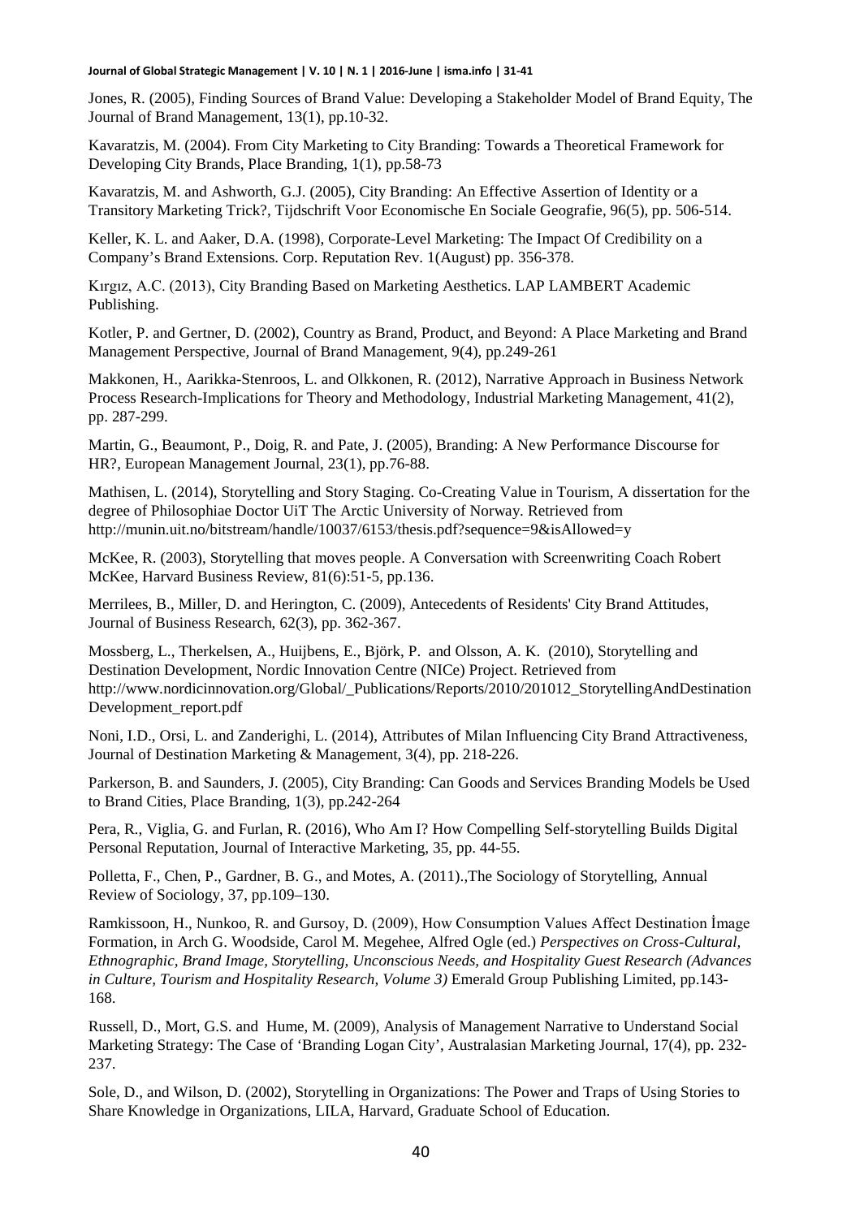Jones, R. (2005), Finding Sources of Brand Value: Developing a Stakeholder Model of Brand Equity, The Journal of Brand Management, 13(1), pp.10-32.

Kavaratzis, M. (2004). From City Marketing to City Branding: Towards a Theoretical Framework for Developing City Brands, Place Branding, 1(1), pp.58-73

Kavaratzis, M. and Ashworth, G.J. (2005), City Branding: An Effective Assertion of Identity or a Transitory Marketing Trick?, Tijdschrift Voor Economische En Sociale Geografie, 96(5), pp. 506-514.

Keller, K. L. and Aaker, D.A. (1998), Corporate-Level Marketing: The Impact Of Credibility on a Company's Brand Extensions. Corp. Reputation Rev. 1(August) pp. 356-378.

Kırgız, A.C. (2013), City Branding Based on Marketing Aesthetics. LAP LAMBERT Academic Publishing.

Kotler, P. and Gertner, D. (2002), Country as Brand, Product, and Beyond: A Place Marketing and Brand Management Perspective, Journal of Brand Management, 9(4), pp.249-261

Makkonen, H., Aarikka-Stenroos, L. and Olkkonen, R. (2012), Narrative Approach in Business Network Process Research-Implications for Theory and Methodology, Industrial Marketing Management, 41(2), pp. 287-299.

Martin, G., Beaumont, P., Doig, R. and Pate, J. (2005), Branding: A New Performance Discourse for HR?, European Management Journal, 23(1), pp.76-88.

Mathisen, L. (2014), Storytelling and Story Staging. Co-Creating Value in Tourism, A dissertation for the degree of Philosophiae Doctor UiT The Arctic University of Norway. Retrieved from http://munin.uit.no/bitstream/handle/10037/6153/thesis.pdf?sequence=9&isAllowed=y

McKee, R. (2003), Storytelling that moves people. A Conversation with Screenwriting Coach Robert McKee, Harvard Business Review, 81(6):51-5, pp.136.

Merrilees, B., Miller, D. and Herington, C. (2009), Antecedents of Residents' City Brand Attitudes, Journal of Business Research, 62(3), pp. 362-367.

Mossberg, L., Therkelsen, A., Huijbens, E., Björk, P. and Olsson, A. K. (2010), Storytelling and Destination Development, Nordic Innovation Centre (NICe) Project. Retrieved from http://www.nordicinnovation.org/Global/_Publications/Reports/2010/201012_StorytellingAndDestinationDevelopment_report.pdf

Noni, I.D., Orsi, L. and Zanderighi, L. (2014), Attributes of Milan Influencing City Brand Attractiveness, Journal of Destination Marketing & Management, 3(4), pp. 218-226.

Parkerson, B. and Saunders, J. (2005), City Branding: Can Goods and Services Branding Models be Used to Brand Cities, Place Branding, 1(3), pp.242-264

Pera, R., Viglia, G. and Furlan, R. (2016), Who Am I? How Compelling Self-storytelling Builds Digital Personal Reputation, Journal of Interactive Marketing, 35, pp. 44-55.

Polletta, F., Chen, P., Gardner, B. G., and Motes, A. (2011).,The Sociology of Storytelling, Annual Review of Sociology, 37, pp.109–130.

Ramkissoon, H., Nunkoo, R. and Gursoy, D. (2009), How Consumption Values Affect Destination İmage Formation, in Arch G. Woodside, Carol M. Megehee, Alfred Ogle (ed.) *Perspectives on Cross-Cultural, Ethnographic, Brand Image, Storytelling, Unconscious Needs, and Hospitality Guest Research (Advances in Culture, Tourism and Hospitality Research, Volume 3)* Emerald Group Publishing Limited, pp.143-168.

Russell, D., Mort, G.S. and Hume, M. (2009), Analysis of Management Narrative to Understand Social Marketing Strategy: The Case of 'Branding Logan City', Australasian Marketing Journal, 17(4), pp. 232-237.

Sole, D., and Wilson, D. (2002), Storytelling in Organizations: The Power and Traps of Using Stories to Share Knowledge in Organizations, LILA, Harvard, Graduate School of Education.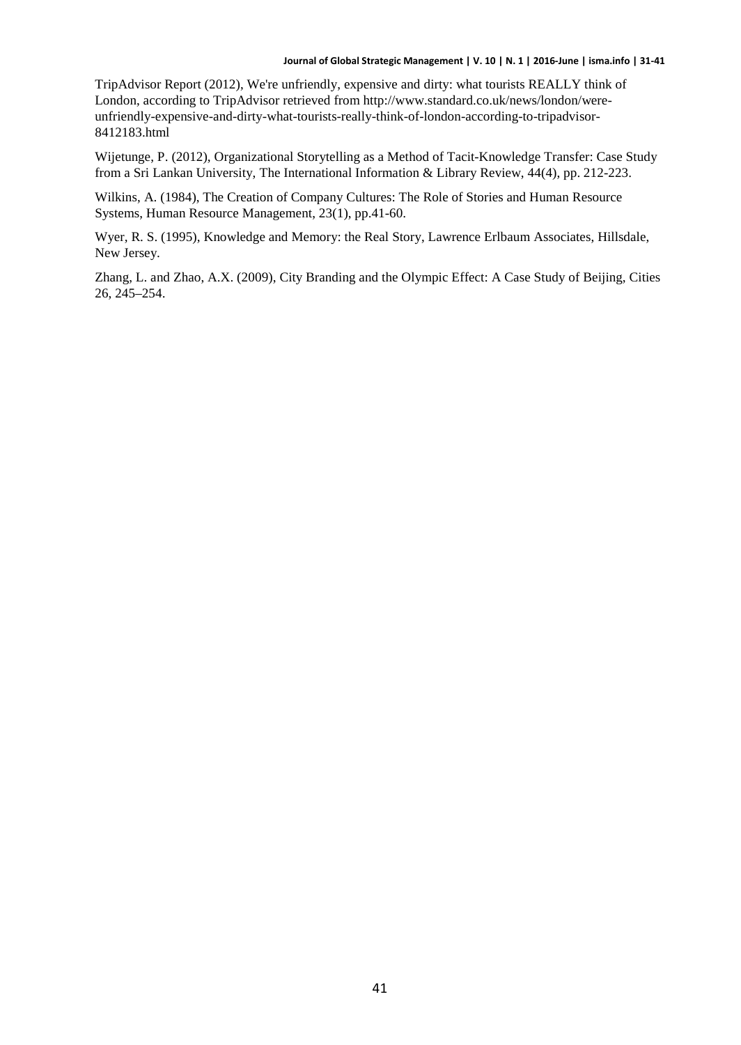TripAdvisor Report (2012), We're unfriendly, expensive and dirty: what tourists REALLY think of London, according to TripAdvisor retrieved from http://www.standard.co.uk/news/london/were-unfriendly-expensive-and-dirty-what-tourists-really-think-of-london-according-to-tripadvisor-8412183.html

Wijetunge, P. (2012), Organizational Storytelling as a Method of Tacit-Knowledge Transfer: Case Study from a Sri Lankan University, The International Information & Library Review, 44(4), pp. 212-223.

Wilkins, A. (1984), The Creation of Company Cultures: The Role of Stories and Human Resource Systems, Human Resource Management, 23(1), pp.41-60.

Wyer, R. S. (1995), Knowledge and Memory: the Real Story, Lawrence Erlbaum Associates, Hillsdale, New Jersey.

Zhang, L. and Zhao, A.X. (2009), City Branding and the Olympic Effect: A Case Study of Beijing, Cities 26, 245–254.